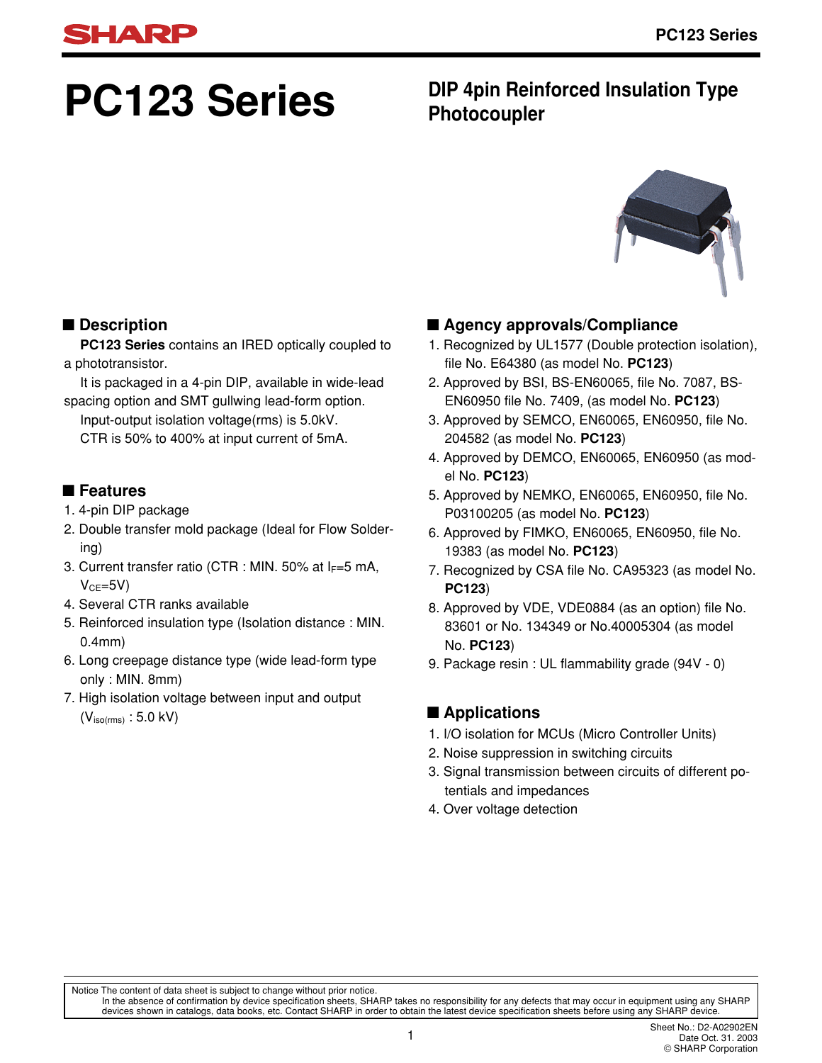# PC123 Series

## DIP 4pin Reinforced Insulation Type Photocoupler

## ■ Description

**PC123 Series** contains an IRED optically coupled to a phototransistor.

It is packaged in a 4-pin DIP, available in wide-lead spacing option and SMT gullwing lead-form option.

Input-output isolation voltage(rms) is 5.0kV.

CTR is 50% to 400% at input current of 5mA.

## ■ Features

1. 4-pin DIP package
2. Double transfer mold package (Ideal for Flow Soldering)
3. Current transfer ratio (CTR : MIN. 50% at $I_F$=5 mA, $V_{CE}$=5V)
4. Several CTR ranks available
5. Reinforced insulation type (Isolation distance : MIN. 0.4mm)
6. Long creepage distance type (wide lead-form type only : MIN. 8mm)
7. High isolation voltage between input and output ($V_{iso(rms)}$ : 5.0 kV)

## ■ Agency approvals/Compliance

1. Recognized by UL1577 (Double protection isolation), file No. E64380 (as model No. **PC123**)
2. Approved by BSI, BS-EN60065, file No. 7087, BS-EN60950 file No. 7409, (as model No. **PC123**)
3. Approved by SEMCO, EN60065, EN60950, file No. 204582 (as model No. **PC123**)
4. Approved by DEMCO, EN60065, EN60950 (as model No. **PC123**)
5. Approved by NEMKO, EN60065, EN60950, file No. P03100205 (as model No. **PC123**)
6. Approved by FIMKO, EN60065, EN60950, file No. 19383 (as model No. **PC123**)
7. Recognized by CSA file No. CA95323 (as model No. **PC123**)
8. Approved by VDE, VDE0884 (as an option) file No. 83601 or No. 134349 or No.40005304 (as model No. **PC123**)
9. Package resin : UL flammability grade (94V - 0)

## ■ Applications

1. I/O isolation for MCUs (Micro Controller Units)
2. Noise suppression in switching circuits
3. Signal transmission between circuits of different potentials and impedances
4. Over voltage detection

Notice The content of data sheet is subject to change without prior notice.
In the absence of confirmation by device specification sheets, SHARP takes no responsibility for any defects that may occur in equipment using any SHARP devices shown in catalogs, data books, etc. Contact SHARP in order to obtain the latest device specification sheets before using any SHARP device.

Sheet No.: D2-A02902EN
Date Oct. 31. 2003
© SHARP Corporation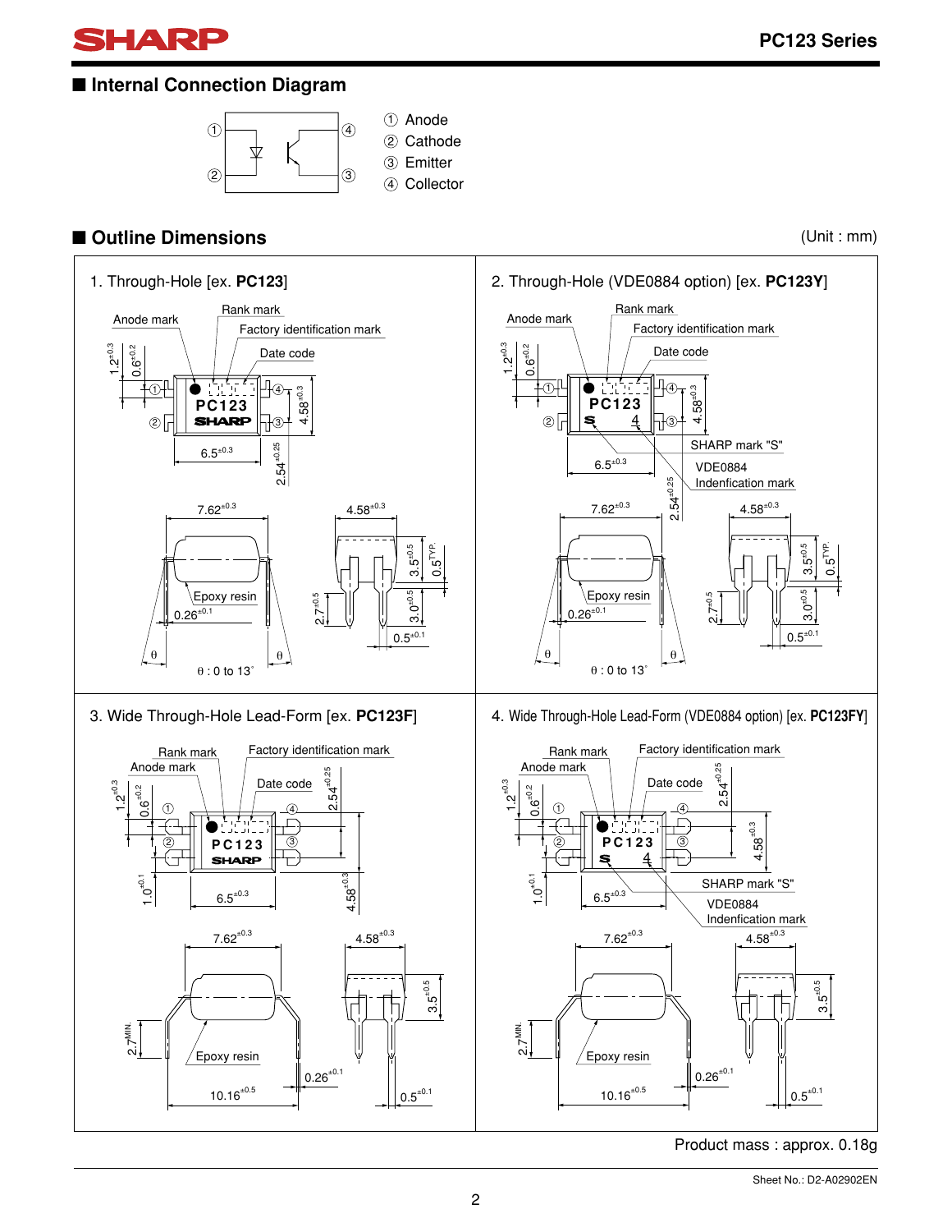## ■ Internal Connection Diagram

① Anode
② Cathode
③ Emitter
④ Collector

## ■ Outline Dimensions

(Unit : mm)

1. Through-Hole [ex. **PC123**]

2. Through-Hole (VDE0884 option) [ex. **PC123Y**]

3. Wide Through-Hole Lead-Form [ex. **PC123F**]

4. Wide Through-Hole Lead-Form (VDE0884 option) [ex. **PC123FY**]

Product mass : approx. 0.18g

Sheet No.: D2-A02902EN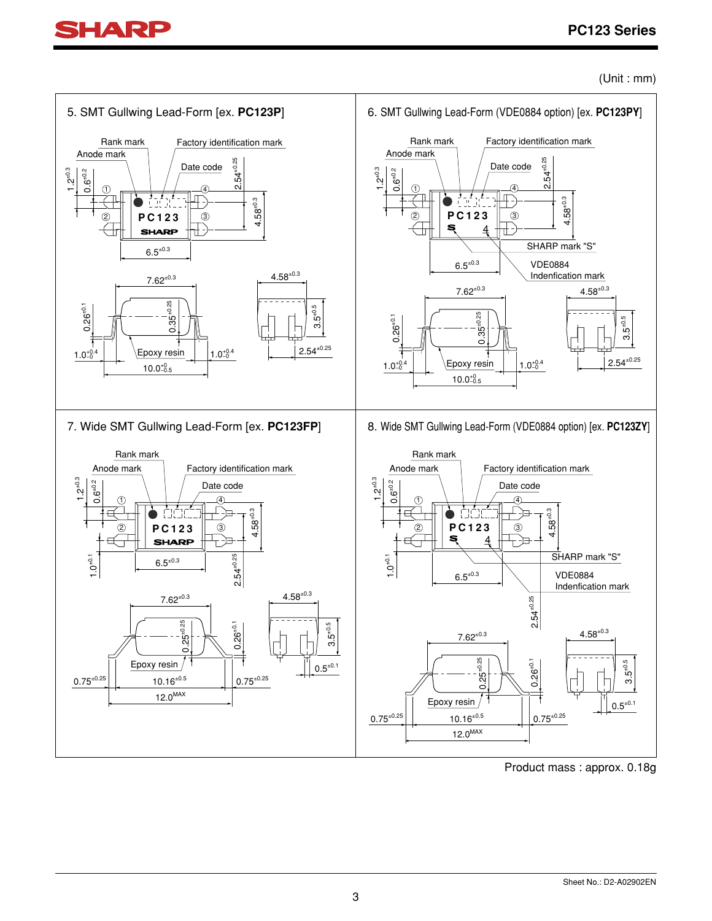(Unit : mm)

## 5. SMT Gullwing Lead-Form [ex. **PC123P**]

Rank mark, Anode mark, Factory identification mark, Date code

PC123, SHARP

$1.2^{\pm0.3}$, $0.6^{\pm0.2}$, $2.54^{\pm0.25}$, $4.58^{\pm0.3}$, $6.5^{\pm0.3}$

$7.62^{\pm0.3}$, $4.58^{\pm0.3}$, $0.26^{\pm0.1}$, $0.35^{\pm0.25}$, $3.5^{\pm0.5}$, $1.0^{+0.4}_{-0}$, Epoxy resin, $1.0^{+0.4}_{-0}$, $2.54^{\pm0.25}$, $10.0^{+0}_{-0.5}$

## 6. SMT Gullwing Lead-Form (VDE0884 option) [ex. **PC123PY**]

Rank mark, Anode mark, Factory identification mark, Date code

PC123, S 4

SHARP mark "S"

VDE0884 Indenfication mark

$1.2^{\pm0.3}$, $0.6^{\pm0.2}$, $2.54^{\pm0.25}$, $4.58^{\pm0.3}$, $6.5^{\pm0.3}$

$7.62^{\pm0.3}$, $4.58^{\pm0.3}$, $0.26^{\pm0.1}$, $0.35^{\pm0.25}$, $3.5^{\pm0.5}$, $1.0^{+0.4}_{-0}$, Epoxy resin, $1.0^{+0.4}_{-0}$, $2.54^{\pm0.25}$, $10.0^{+0}_{-0.5}$

## 7. Wide SMT Gullwing Lead-Form [ex. **PC123FP**]

Rank mark, Anode mark, Factory identification mark, Date code

PC123, SHARP

$1.2^{\pm0.3}$, $0.6^{\pm0.2}$, $4.58^{\pm0.3}$, $1.0^{\pm0.1}$, $6.5^{\pm0.3}$, $2.54^{\pm0.25}$

$7.62^{\pm0.3}$, $4.58^{\pm0.3}$, $0.25^{\pm0.25}$, $0.26^{\pm0.1}$, $3.5^{\pm0.5}$, Epoxy resin, $0.5^{\pm0.1}$, $0.75^{\pm0.25}$, $10.16^{\pm0.5}$, $0.75^{\pm0.25}$, $12.0^{MAX}$

## 8. Wide SMT Gullwing Lead-Form (VDE0884 option) [ex. **PC123ZY**]

Rank mark, Anode mark, Factory identification mark, Date code

PC123, S 4

SHARP mark "S"

VDE0884 Indenfication mark

$1.2^{\pm0.3}$, $0.6^{\pm0.2}$, $4.58^{\pm0.3}$, $1.0^{\pm0.1}$, $6.5^{\pm0.3}$, $2.54^{\pm0.25}$

$7.62^{\pm0.3}$, $4.58^{\pm0.3}$, $0.25^{\pm0.25}$, $0.26^{\pm0.1}$, $3.5^{\pm0.5}$, Epoxy resin, $0.5^{\pm0.1}$, $0.75^{\pm0.25}$, $10.16^{\pm0.5}$, $0.75^{\pm0.25}$, $12.0^{MAX}$

Product mass : approx. 0.18g

Sheet No.: D2-A02902EN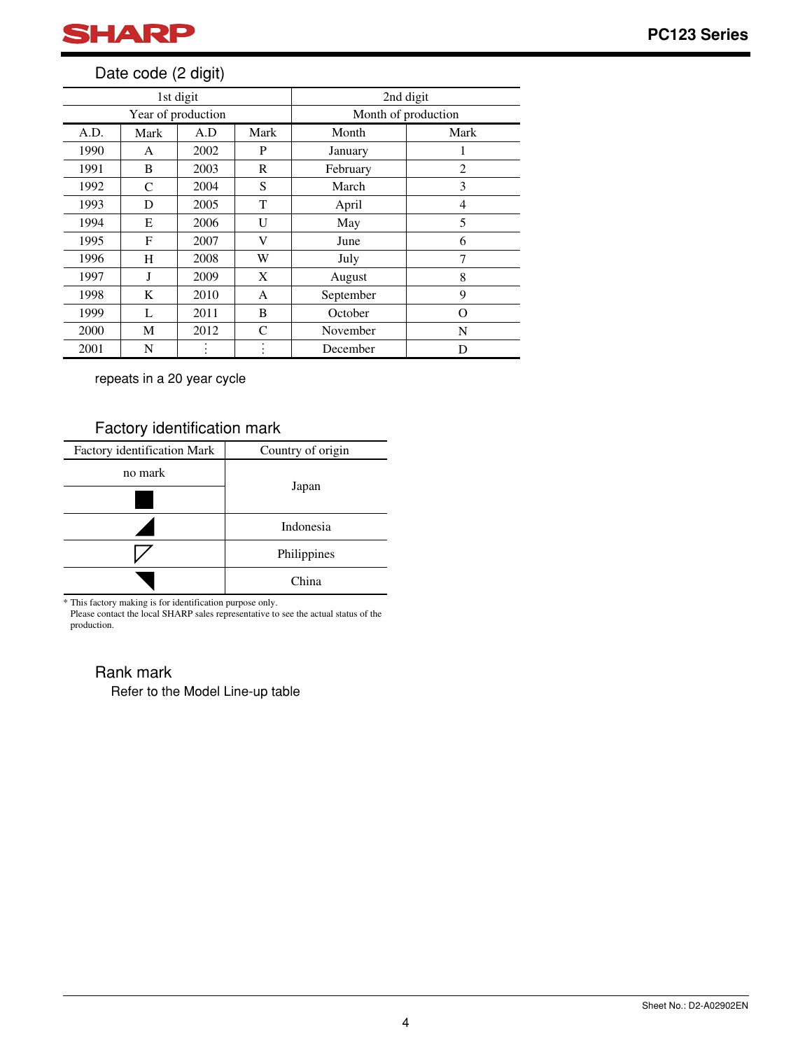### Date code (2 digit)

| 1st digit | | | | 2nd digit | |
|---|---|---|---|---|---|
| Year of production | | | | Month of production | |
| A.D. | Mark | A.D | Mark | Month | Mark |
| 1990 | A | 2002 | P | January | 1 |
| 1991 | B | 2003 | R | February | 2 |
| 1992 | C | 2004 | S | March | 3 |
| 1993 | D | 2005 | T | April | 4 |
| 1994 | E | 2006 | U | May | 5 |
| 1995 | F | 2007 | V | June | 6 |
| 1996 | H | 2008 | W | July | 7 |
| 1997 | J | 2009 | X | August | 8 |
| 1998 | K | 2010 | A | September | 9 |
| 1999 | L | 2011 | B | October | O |
| 2000 | M | 2012 | C | November | N |
| 2001 | N | ⋮ | ⋮ | December | D |

repeats in a 20 year cycle

### Factory identification mark

| Factory identification Mark | Country of origin |
|---|---|
| no mark | Japan |
| ■ | Japan |
| ◢ | Indonesia |
| ◸ | Philippines |
| ◥ | China |

* This factory making is for identification purpose only.
  Please contact the local SHARP sales representative to see the actual status of the production.

### Rank mark

Refer to the Model Line-up table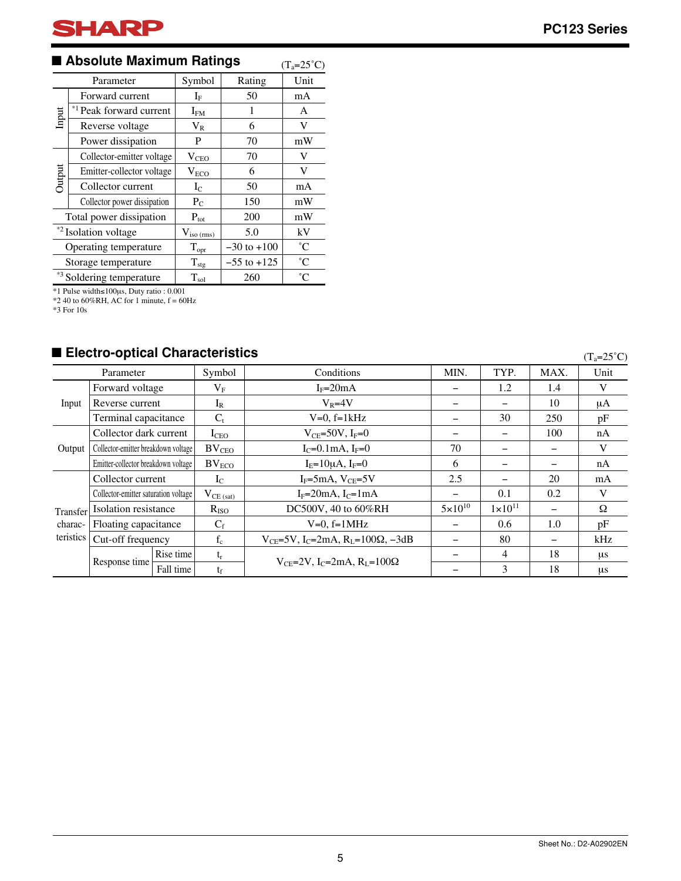## ■ Absolute Maximum Ratings

($T_a$=25˚C)

| | Parameter | Symbol | Rating | Unit |
|---|---|---|---|---|
| Input | Forward current | $I_F$ | 50 | mA |
| | *1 Peak forward current | $I_{FM}$ | 1 | A |
| | Reverse voltage | $V_R$ | 6 | V |
| | Power dissipation | P | 70 | mW |
| Output | Collector-emitter voltage | $V_{CEO}$ | 70 | V |
| | Emitter-collector voltage | $V_{ECO}$ | 6 | V |
| | Collector current | $I_C$ | 50 | mA |
| | Collector power dissipation | $P_C$ | 150 | mW |
| Total power dissipation | | $P_{tot}$ | 200 | mW |
| *2 Isolation voltage | | $V_{iso\ (rms)}$ | 5.0 | kV |
| Operating temperature | | $T_{opr}$ | −30 to +100 | ˚C |
| Storage temperature | | $T_{stg}$ | −55 to +125 | ˚C |
| *3 Soldering temperature | | $T_{sol}$ | 260 | ˚C |

*1 Pulse width≤100μs, Duty ratio : 0.001
*2 40 to 60%RH, AC for 1 minute, f = 60Hz
*3 For 10s

## ■ Electro-optical Characteristics

($T_a$=25˚C)

| | Parameter | | Symbol | Conditions | MIN. | TYP. | MAX. | Unit |
|---|---|---|---|---|---|---|---|---|
| Input | Forward voltage | | $V_F$ | $I_F$=20mA | − | 1.2 | 1.4 | V |
| | Reverse current | | $I_R$ | $V_R$=4V | − | − | 10 | μA |
| | Terminal capacitance | | $C_t$ | V=0, f=1kHz | − | 30 | 250 | pF |
| Output | Collector dark current | | $I_{CEO}$ | $V_{CE}$=50V, $I_F$=0 | − | − | 100 | nA |
| | Collector-emitter breakdown voltage | | $BV_{CEO}$ | $I_C$=0.1mA, $I_F$=0 | 70 | − | − | V |
| | Emitter-collector breakdown voltage | | $BV_{ECO}$ | $I_E$=10μA, $I_F$=0 | 6 | − | − | nA |
| Transfer charac-teristics | Collector current | | $I_C$ | $I_F$=5mA, $V_{CE}$=5V | 2.5 | − | 20 | mA |
| | Collector-emitter saturation voltage | | $V_{CE\ (sat)}$ | $I_F$=20mA, $I_C$=1mA | − | 0.1 | 0.2 | V |
| | Isolation resistance | | $R_{ISO}$ | DC500V, 40 to 60%RH | $5\times10^{10}$ | $1\times10^{11}$ | − | Ω |
| | Floating capacitance | | $C_f$ | V=0, f=1MHz | − | 0.6 | 1.0 | pF |
| | Cut-off frequency | | $f_c$ | $V_{CE}$=5V, $I_C$=2mA, $R_L$=100Ω, −3dB | − | 80 | − | kHz |
| | Response time | Rise time | $t_r$ | $V_{CE}$=2V, $I_C$=2mA, $R_L$=100Ω | − | 4 | 18 | μs |
| | | Fall time | $t_f$ | | − | 3 | 18 | μs |

Sheet No.: D2-A02902EN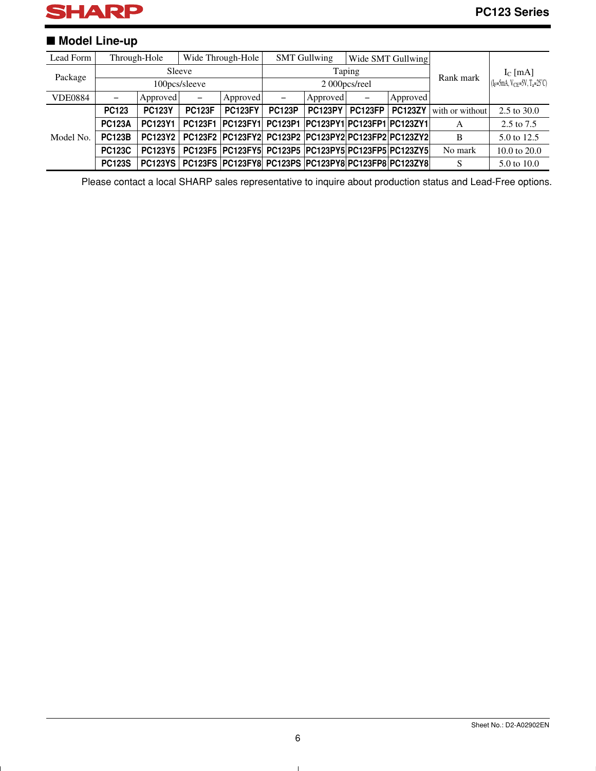## ■ Model Line-up

| Lead Form | Through-Hole | | Wide Through-Hole | | SMT Gullwing | | Wide SMT Gullwing | | Rank mark | $I_C$ [mA] ($I_F$=5mA, $V_{CE}$=5V, $T_a$=25˚C) |
|---|---|---|---|---|---|---|---|---|---|---|
| Package | Sleeve | | | | Taping | | | | | |
| | 100pcs/sleeve | | | | 2 000pcs/reel | | | | | |
| VDE0884 | − | Approved | − | Approved | − | Approved | − | Approved | | |
| Model No. | **PC123** | **PC123Y** | **PC123F** | **PC123FY** | **PC123P** | **PC123PY** | **PC123FP** | **PC123ZY** | with or without | 2.5 to 30.0 |
| | **PC123A** | **PC123Y1** | **PC123F1** | **PC123FY1** | **PC123P1** | **PC123PY1** | **PC123FP1** | **PC123ZY1** | A | 2.5 to 7.5 |
| | **PC123B** | **PC123Y2** | **PC123F2** | **PC123FY2** | **PC123P2** | **PC123PY2** | **PC123FP2** | **PC123ZY2** | B | 5.0 to 12.5 |
| | **PC123C** | **PC123Y5** | **PC123F5** | **PC123FY5** | **PC123P5** | **PC123PY5** | **PC123FP5** | **PC123ZY5** | No mark | 10.0 to 20.0 |
| | **PC123S** | **PC123YS** | **PC123FS** | **PC123FY8** | **PC123PS** | **PC123PY8** | **PC123FP8** | **PC123ZY8** | S | 5.0 to 10.0 |

Please contact a local SHARP sales representative to inquire about production status and Lead-Free options.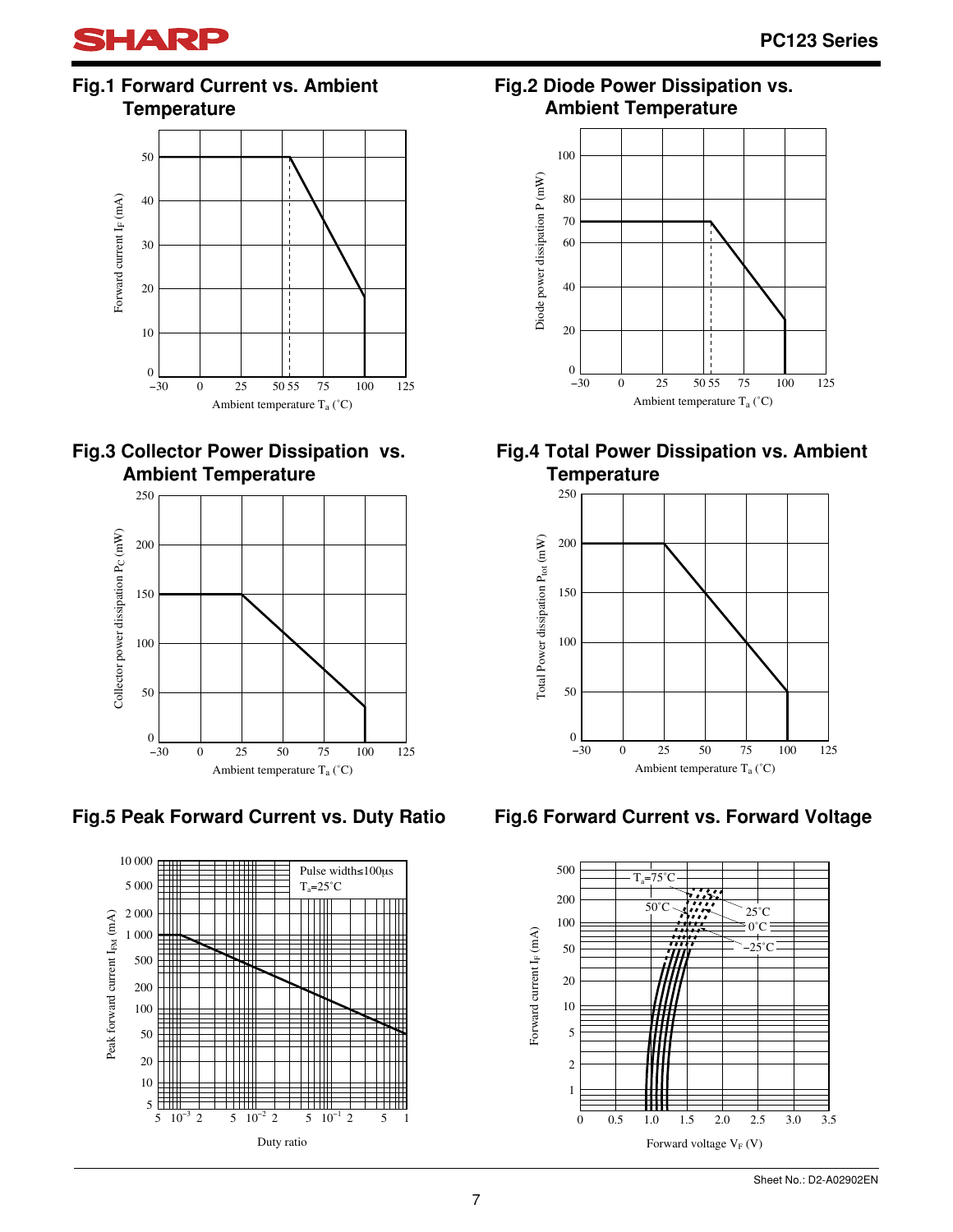### Fig.1 Forward Current vs. Ambient Temperature

Forward current $I_F$ (mA)

Ambient temperature $T_a$ (°C)

### Fig.2 Diode Power Dissipation vs. Ambient Temperature

Diode power dissipation P (mW)

Ambient temperature $T_a$ (°C)

### Fig.3 Collector Power Dissipation vs. Ambient Temperature

Collector power dissipation $P_C$ (mW)

Ambient temperature $T_a$ (°C)

### Fig.4 Total Power Dissipation vs. Ambient Temperature

Total Power dissipation $P_{tot}$ (mW)

Ambient temperature $T_a$ (°C)

### Fig.5 Peak Forward Current vs. Duty Ratio

Pulse width≤100μs
$T_a$=25°C

Peak forward current $I_{FM}$ (mA)

Duty ratio

### Fig.6 Forward Current vs. Forward Voltage

$T_a$=75°C, 50°C, 25°C, 0°C, −25°C

Forward current $I_F$ (mA)

Forward voltage $V_F$ (V)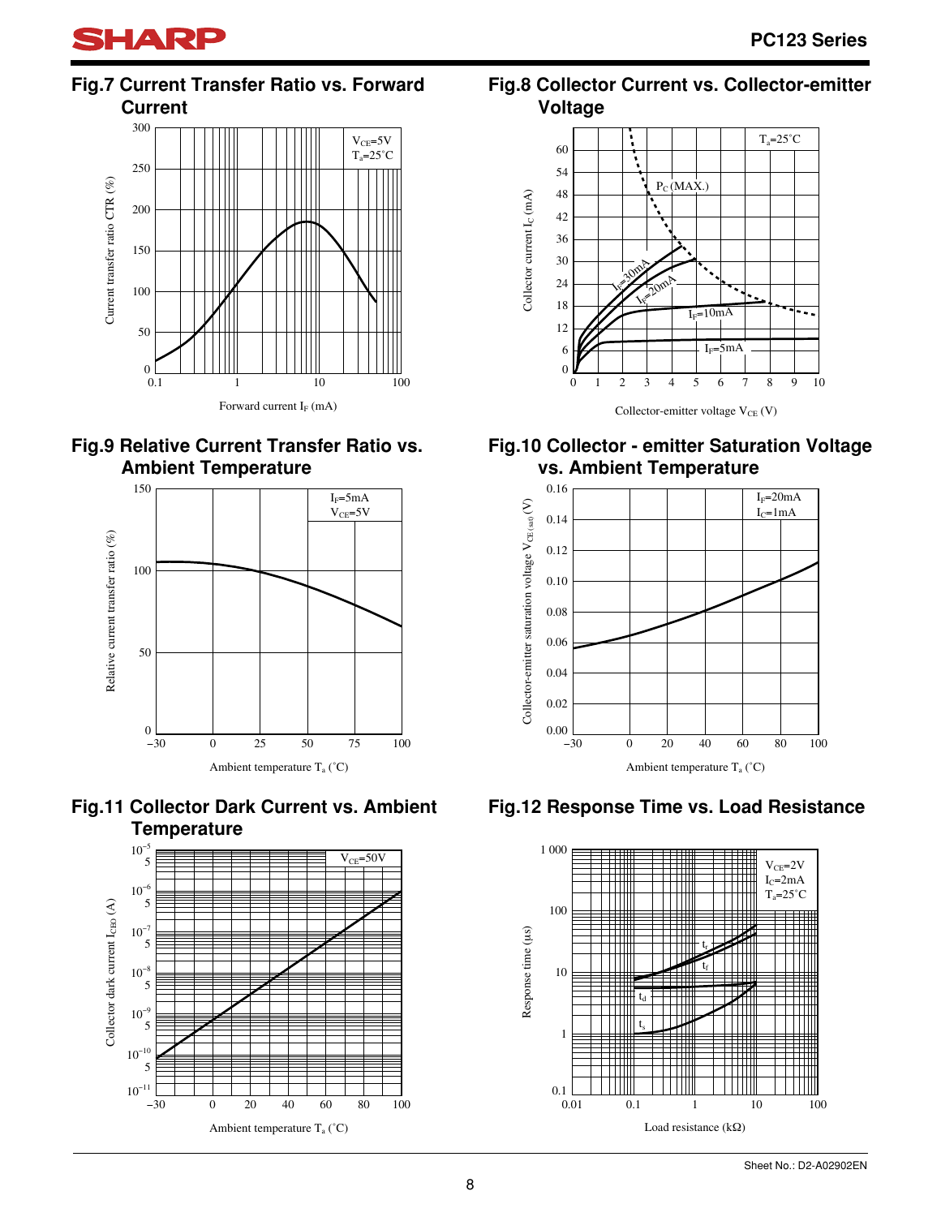### Fig.7 Current Transfer Ratio vs. Forward Current

$V_{CE}$=5V
$T_a$=25˚C

Current transfer ratio CTR (%)

Forward current $I_F$ (mA)

### Fig.8 Collector Current vs. Collector-emitter Voltage

$T_a$=25˚C

$P_C$ (MAX.)

$I_F$=30mA, $I_F$=20mA, $I_F$=10mA, $I_F$=5mA

Collector current $I_C$ (mA)

Collector-emitter voltage $V_{CE}$ (V)

### Fig.9 Relative Current Transfer Ratio vs. Ambient Temperature

$I_F$=5mA
$V_{CE}$=5V

Relative current transfer ratio (%)

Ambient temperature $T_a$ (˚C)

### Fig.10 Collector - emitter Saturation Voltage vs. Ambient Temperature

$I_F$=20mA
$I_C$=1mA

Collector-emitter saturation voltage $V_{CE\,(sat)}$ (V)

Ambient temperature $T_a$ (˚C)

### Fig.11 Collector Dark Current vs. Ambient Temperature

$V_{CE}$=50V

Collector dark current $I_{CEO}$ (A)

Ambient temperature $T_a$ (˚C)

### Fig.12 Response Time vs. Load Resistance

$V_{CE}$=2V
$I_C$=2mA
$T_a$=25˚C

$t_r$, $t_f$, $t_d$, $t_s$

Response time (µs)

Load resistance (kΩ)

Sheet No.: D2-A02902EN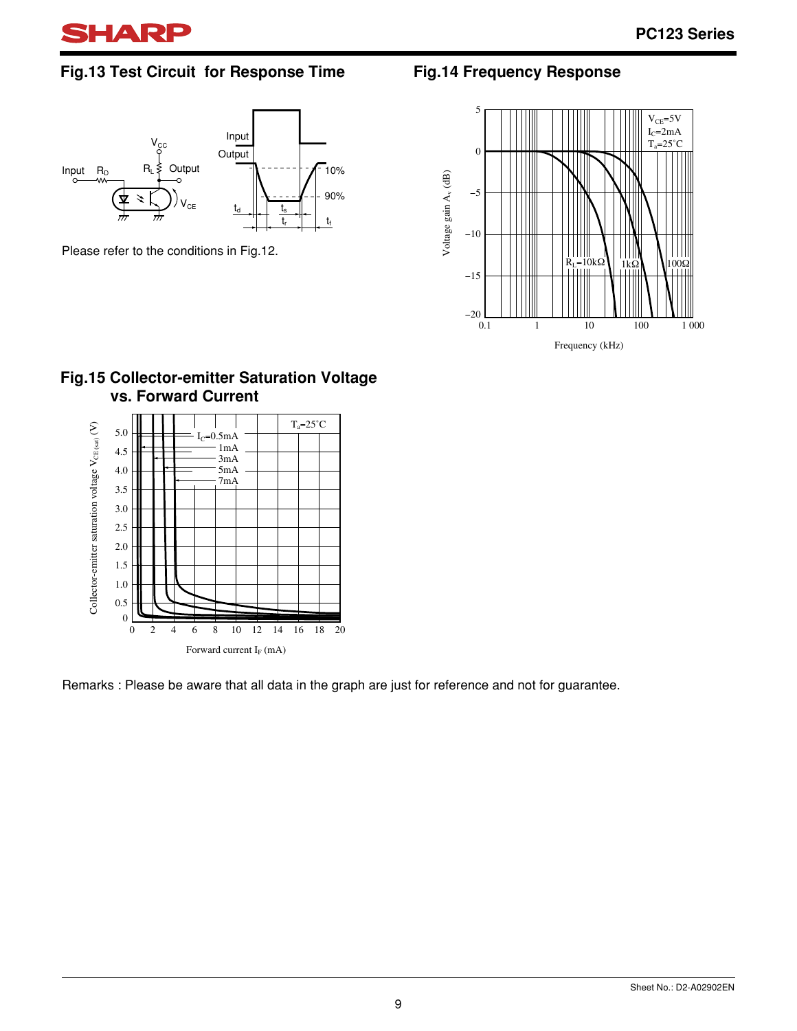## Fig.13 Test Circuit for Response Time

Please refer to the conditions in Fig.12.

## Fig.14 Frequency Response

## Fig.15 Collector-emitter Saturation Voltage vs. Forward Current

Remarks : Please be aware that all data in the graph are just for reference and not for guarantee.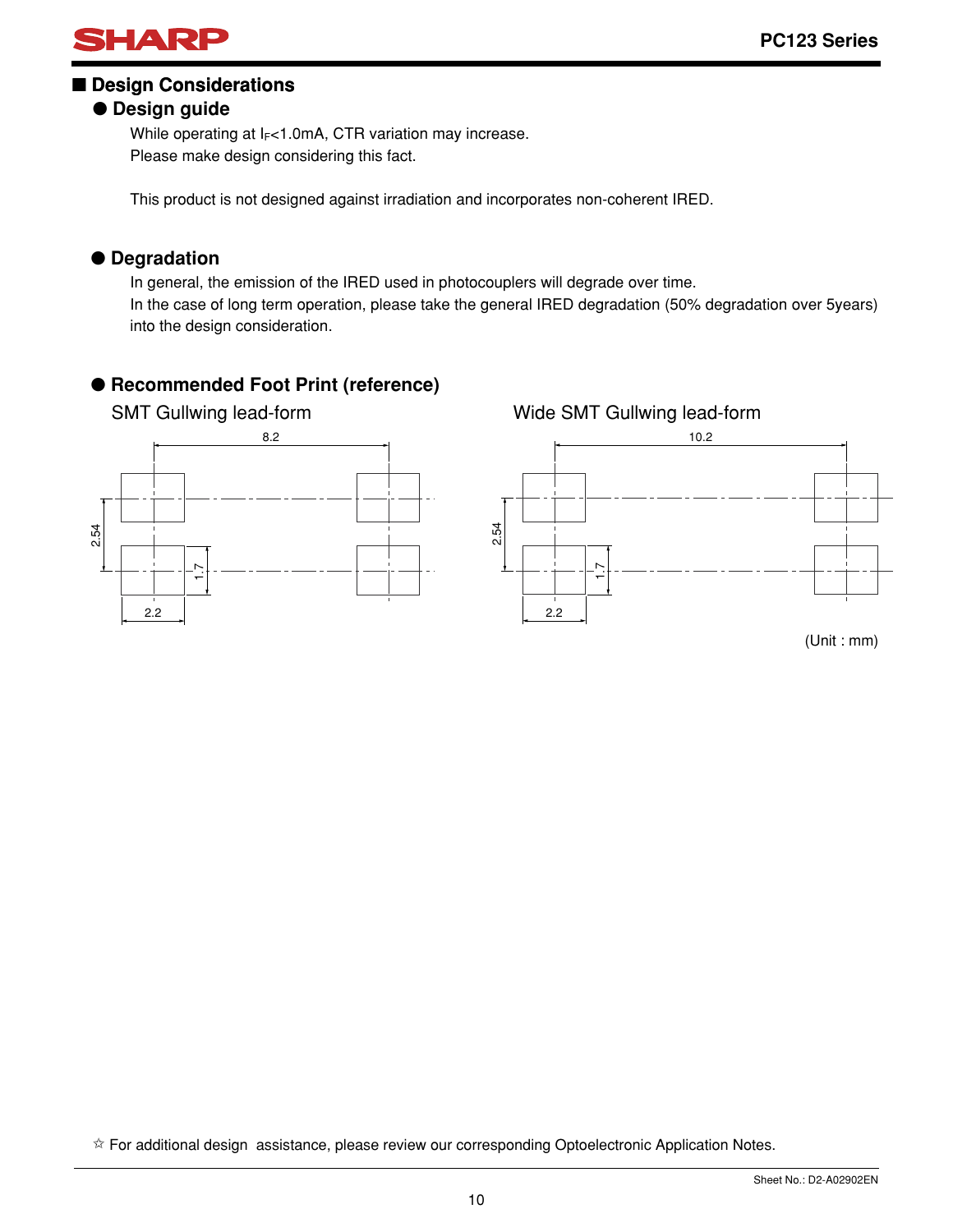## ■ Design Considerations

### ● Design guide

While operating at $I_F$<1.0mA, CTR variation may increase.
Please make design considering this fact.

This product is not designed against irradiation and incorporates non-coherent IRED.

### ● Degradation

In general, the emission of the IRED used in photocouplers will degrade over time.
In the case of long term operation, please take the general IRED degradation (50% degradation over 5years) into the design consideration.

### ● Recommended Foot Print (reference)

SMT Gullwing lead-form

8.2

2.54

1.7

2.2

Wide SMT Gullwing lead-form

10.2

2.54

1.7

2.2

(Unit : mm)

☆ For additional design assistance, please review our corresponding Optoelectronic Application Notes.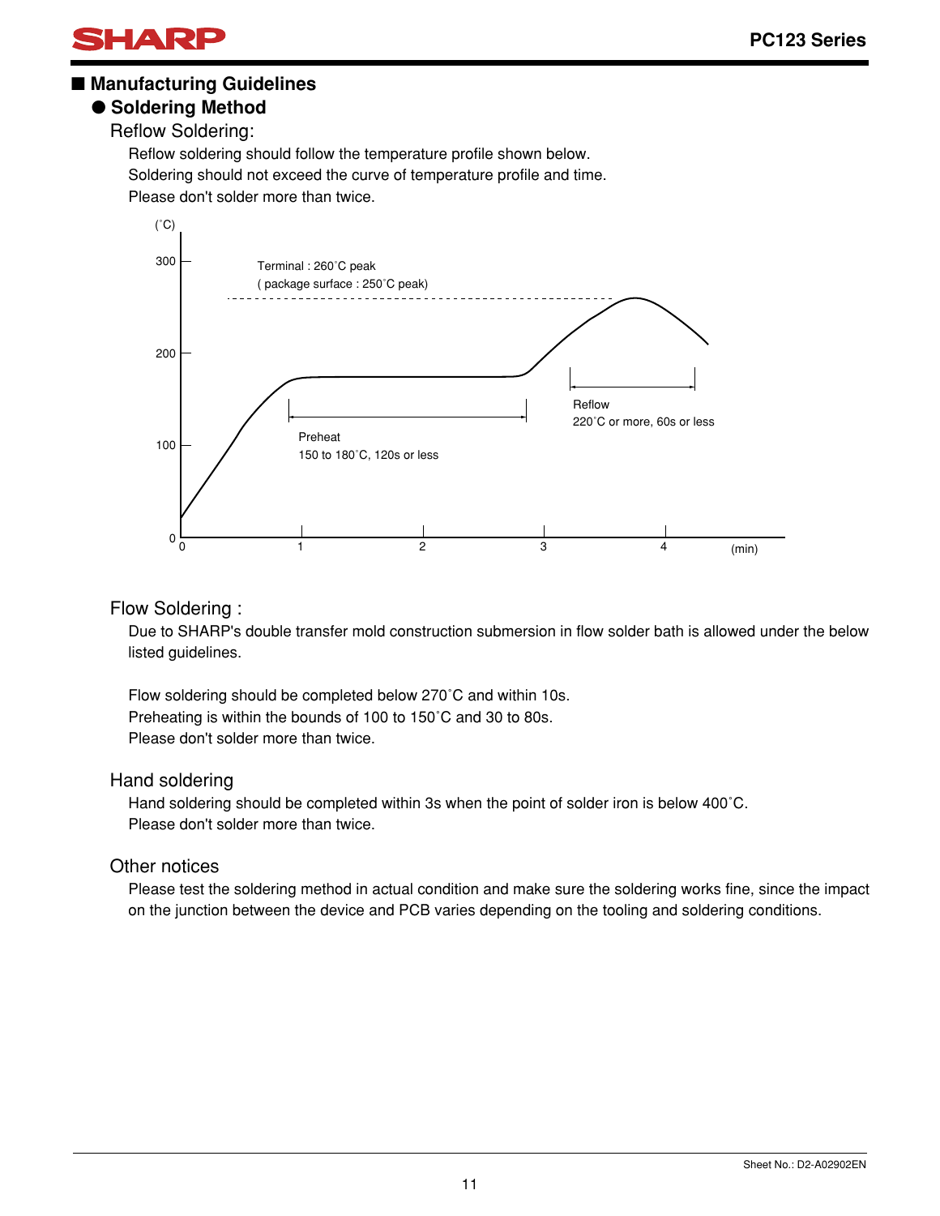## ■ Manufacturing Guidelines

### ● Soldering Method

#### Reflow Soldering:

Reflow soldering should follow the temperature profile shown below.
Soldering should not exceed the curve of temperature profile and time.
Please don't solder more than twice.

(˚C)

300

200

100

0

Terminal : 260˚C peak
( package surface : 250˚C peak)

Preheat
150 to 180˚C, 120s or less

Reflow
220˚C or more, 60s or less

0 1 2 3 4 (min)

#### Flow Soldering :

Due to SHARP's double transfer mold construction submersion in flow solder bath is allowed under the below listed guidelines.

Flow soldering should be completed below 270˚C and within 10s.
Preheating is within the bounds of 100 to 150˚C and 30 to 80s.
Please don't solder more than twice.

#### Hand soldering

Hand soldering should be completed within 3s when the point of solder iron is below 400˚C.
Please don't solder more than twice.

#### Other notices

Please test the soldering method in actual condition and make sure the soldering works fine, since the impact on the junction between the device and PCB varies depending on the tooling and soldering conditions.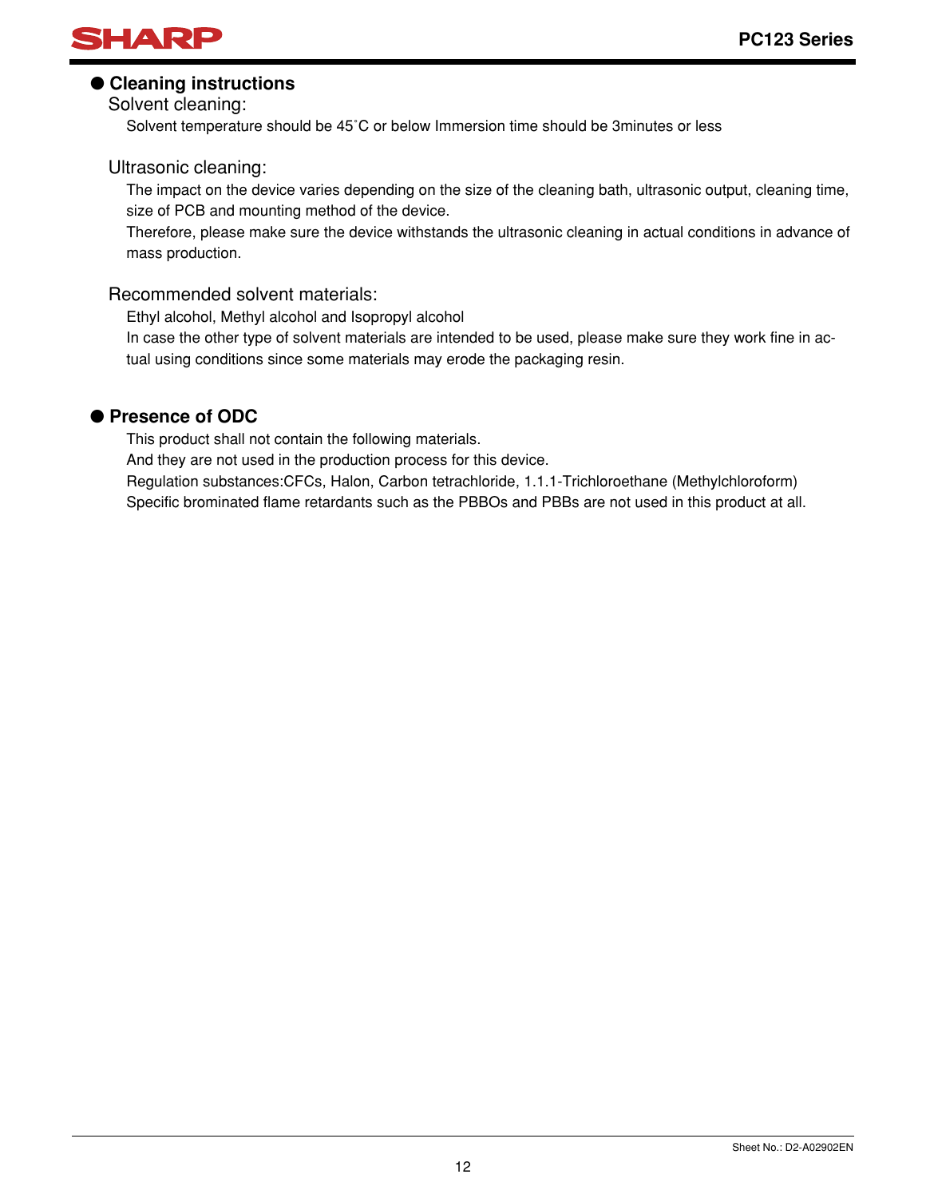## ● Cleaning instructions

### Solvent cleaning:

Solvent temperature should be 45˚C or below Immersion time should be 3minutes or less

### Ultrasonic cleaning:

The impact on the device varies depending on the size of the cleaning bath, ultrasonic output, cleaning time, size of PCB and mounting method of the device.

Therefore, please make sure the device withstands the ultrasonic cleaning in actual conditions in advance of mass production.

### Recommended solvent materials:

Ethyl alcohol, Methyl alcohol and Isopropyl alcohol

In case the other type of solvent materials are intended to be used, please make sure they work fine in actual using conditions since some materials may erode the packaging resin.

## ● Presence of ODC

This product shall not contain the following materials.

And they are not used in the production process for this device.

Regulation substances:CFCs, Halon, Carbon tetrachloride, 1.1.1-Trichloroethane (Methylchloroform)

Specific brominated flame retardants such as the PBBOs and PBBs are not used in this product at all.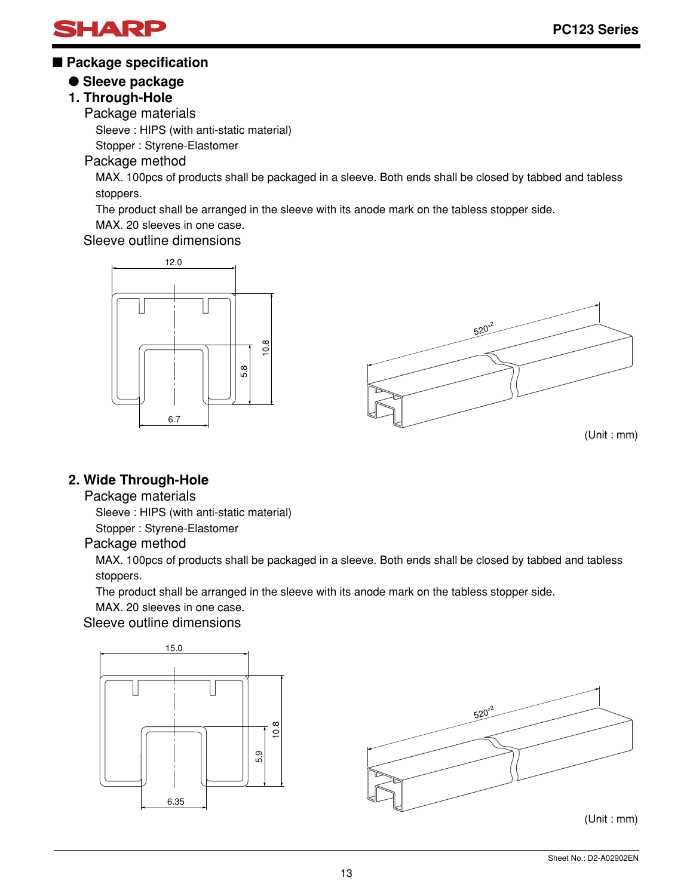## ■ Package specification

### ● Sleeve package

### 1. Through-Hole

Package materials

Sleeve : HIPS (with anti-static material)

Stopper : Styrene-Elastomer

Package method

MAX. 100pcs of products shall be packaged in a sleeve. Both ends shall be closed by tabbed and tabless stoppers.

The product shall be arranged in the sleeve with its anode mark on the tabless stopper side.

MAX. 20 sleeves in one case.

Sleeve outline dimensions

12.0

10.8

5.8

6.7

$520^{\pm 2}$

(Unit : mm)

### 2. Wide Through-Hole

Package materials

Sleeve : HIPS (with anti-static material)

Stopper : Styrene-Elastomer

Package method

MAX. 100pcs of products shall be packaged in a sleeve. Both ends shall be closed by tabbed and tabless stoppers.

The product shall be arranged in the sleeve with its anode mark on the tabless stopper side.

MAX. 20 sleeves in one case.

Sleeve outline dimensions

15.0

10.8

5.9

6.35

$520^{\pm 2}$

(Unit : mm)

Sheet No.: D2-A02902EN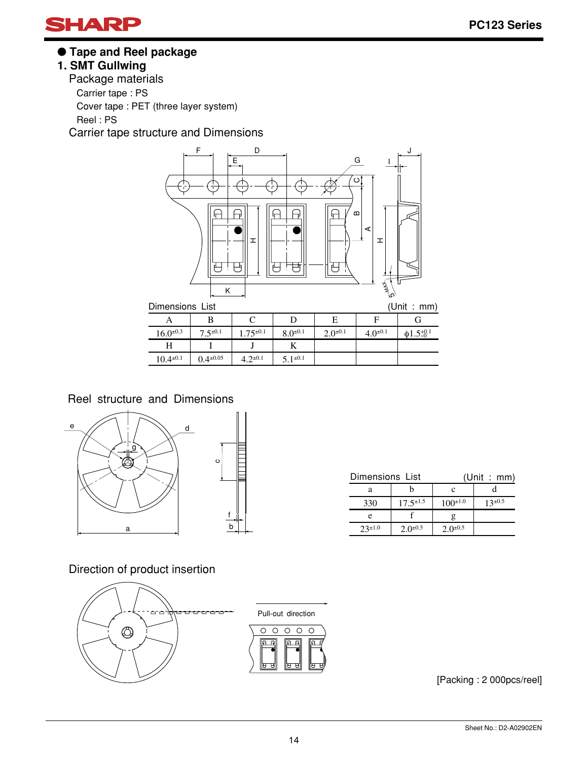## ● Tape and Reel package

### 1. SMT Gullwing

Package materials

Carrier tape : PS

Cover tape : PET (three layer system)

Reel : PS

Carrier tape structure and Dimensions

Dimensions List (Unit : mm)

| A | B | C | D | E | F | G |
|---|---|---|---|---|---|---|
| $16.0^{\pm 0.3}$ | $7.5^{\pm 0.1}$ | $1.75^{\pm 0.1}$ | $8.0^{\pm 0.1}$ | $2.0^{\pm 0.1}$ | $4.0^{\pm 0.1}$ | $\phi 1.5^{+0.1}_{-0}$ |
| **H** | **I** | **J** | **K** | | | |
| $10.4^{\pm 0.1}$ | $0.4^{\pm 0.05}$ | $4.2^{\pm 0.1}$ | $5.1^{\pm 0.1}$ | | | |

Reel structure and Dimensions

Dimensions List (Unit : mm)

| a | b | c | d |
|---|---|---|---|
| 330 | $17.5^{\pm 1.5}$ | $100^{\pm 1.0}$ | $13^{\pm 0.5}$ |
| **e** | **f** | **g** | |
| $23^{\pm 1.0}$ | $2.0^{\pm 0.5}$ | $2.0^{\pm 0.5}$ | |

Direction of product insertion

Pull-out direction

[Packing : 2 000pcs/reel]

Sheet No.: D2-A02902EN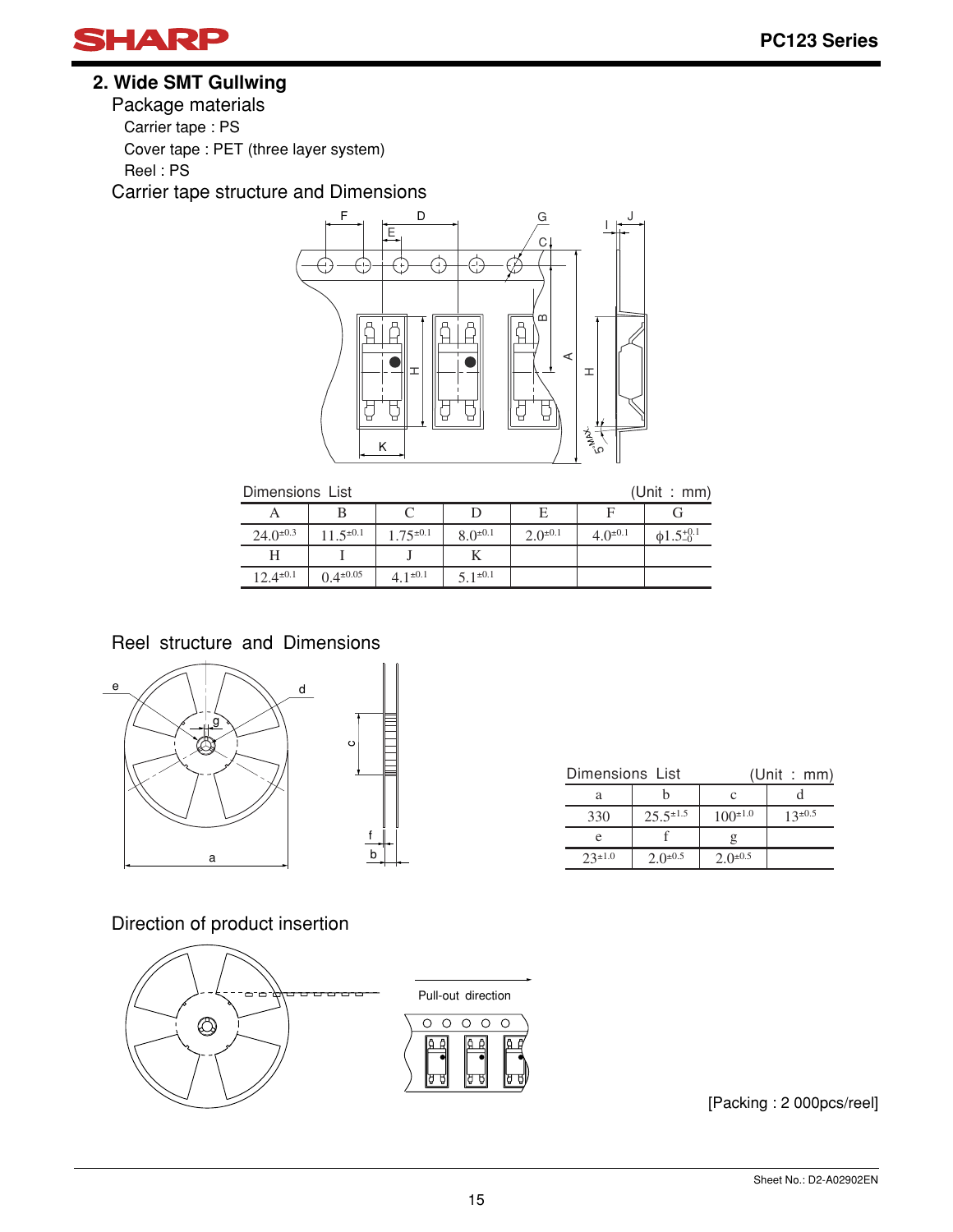## 2. Wide SMT Gullwing

### Package materials

Carrier tape : PS

Cover tape : PET (three layer system)

Reel : PS

### Carrier tape structure and Dimensions

Dimensions List (Unit : mm)

| A | B | C | D | E | F | G |
|---|---|---|---|---|---|---|
| $24.0^{\pm0.3}$ | $11.5^{\pm0.1}$ | $1.75^{\pm0.1}$ | $8.0^{\pm0.1}$ | $2.0^{\pm0.1}$ | $4.0^{\pm0.1}$ | $\phi1.5^{+0.1}_{-0}$ |
| H | I | J | K | | | |
| $12.4^{\pm0.1}$ | $0.4^{\pm0.05}$ | $4.1^{\pm0.1}$ | $5.1^{\pm0.1}$ | | | |

### Reel structure and Dimensions

Dimensions List (Unit : mm)

| a | b | c | d |
|---|---|---|---|
| 330 | $25.5^{\pm1.5}$ | $100^{\pm1.0}$ | $13^{\pm0.5}$ |
| e | f | g | |
| $23^{\pm1.0}$ | $2.0^{\pm0.5}$ | $2.0^{\pm0.5}$ | |

### Direction of product insertion

Pull-out direction

[Packing : 2 000pcs/reel]

Sheet No.: D2-A02902EN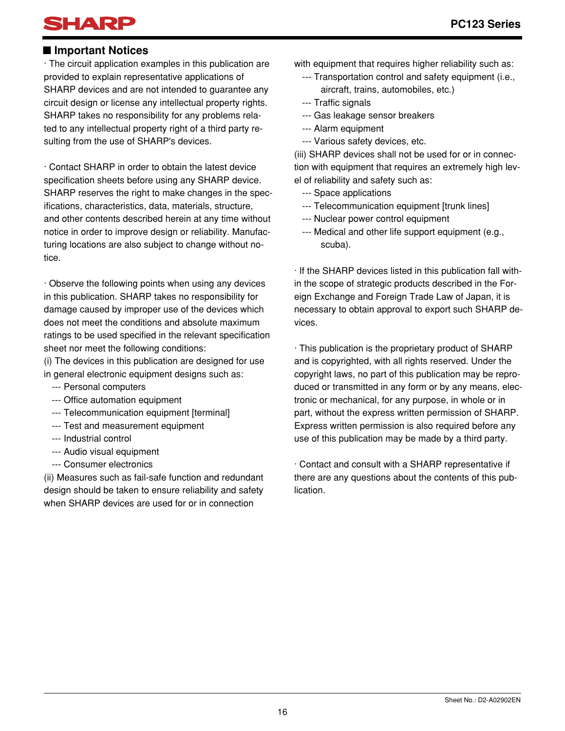## ■ Important Notices

· The circuit application examples in this publication are provided to explain representative applications of SHARP devices and are not intended to guarantee any circuit design or license any intellectual property rights. SHARP takes no responsibility for any problems related to any intellectual property right of a third party resulting from the use of SHARP's devices.

· Contact SHARP in order to obtain the latest device specification sheets before using any SHARP device. SHARP reserves the right to make changes in the specifications, characteristics, data, materials, structure, and other contents described herein at any time without notice in order to improve design or reliability. Manufacturing locations are also subject to change without notice.

· Observe the following points when using any devices in this publication. SHARP takes no responsibility for damage caused by improper use of the devices which does not meet the conditions and absolute maximum ratings to be used specified in the relevant specification sheet nor meet the following conditions:

(i) The devices in this publication are designed for use in general electronic equipment designs such as:

--- Personal computers
--- Office automation equipment
--- Telecommunication equipment [terminal]
--- Test and measurement equipment
--- Industrial control
--- Audio visual equipment
--- Consumer electronics

(ii) Measures such as fail-safe function and redundant design should be taken to ensure reliability and safety when SHARP devices are used for or in connection with equipment that requires higher reliability such as:

--- Transportation control and safety equipment (i.e., aircraft, trains, automobiles, etc.)
--- Traffic signals
--- Gas leakage sensor breakers
--- Alarm equipment
--- Various safety devices, etc.

(iii) SHARP devices shall not be used for or in connection with equipment that requires an extremely high level of reliability and safety such as:

--- Space applications
--- Telecommunication equipment [trunk lines]
--- Nuclear power control equipment
--- Medical and other life support equipment (e.g., scuba).

· If the SHARP devices listed in this publication fall within the scope of strategic products described in the Foreign Exchange and Foreign Trade Law of Japan, it is necessary to obtain approval to export such SHARP devices.

· This publication is the proprietary product of SHARP and is copyrighted, with all rights reserved. Under the copyright laws, no part of this publication may be reproduced or transmitted in any form or by any means, electronic or mechanical, for any purpose, in whole or in part, without the express written permission of SHARP. Express written permission is also required before any use of this publication may be made by a third party.

· Contact and consult with a SHARP representative if there are any questions about the contents of this publication.